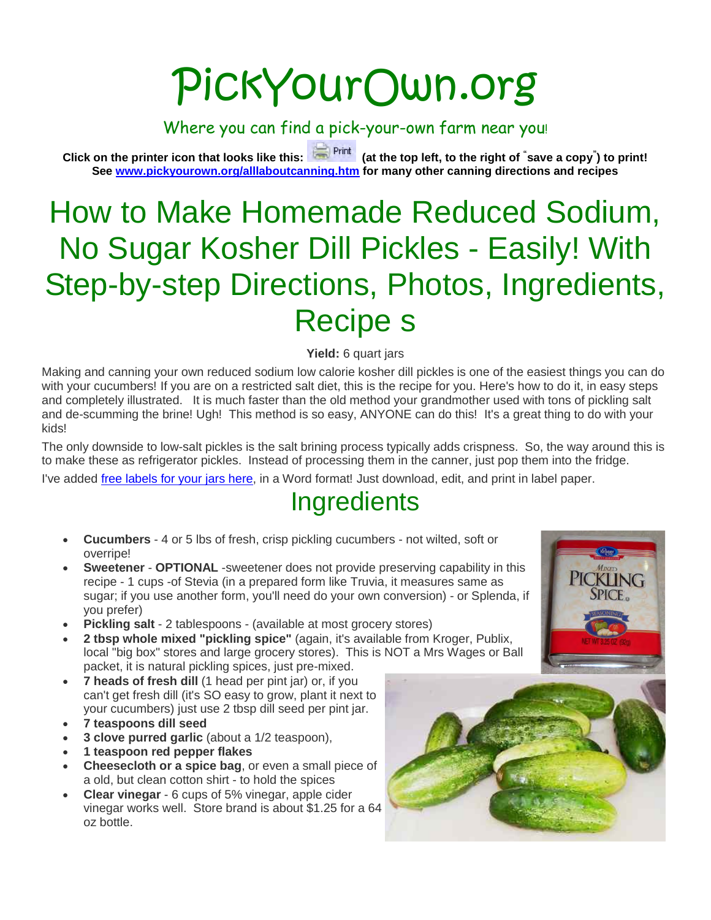# PickYourOwn.org

Where you can find a pick-your-own farm near you!

**Click on the printer icon that looks like this: Print (at the top left, to the right of "save a copy") to print!**
**See [www.pickyourown.org/alllaboutcanning.htm](www.pickyourown.org/alllaboutcanning.htm) for many other canning directions and recipes**

# How to Make Homemade Reduced Sodium, No Sugar Kosher Dill Pickles - Easily! With Step-by-step Directions, Photos, Ingredients, Recipe s

**Yield:** 6 quart jars

Making and canning your own reduced sodium low calorie kosher dill pickles is one of the easiest things you can do with your cucumbers! If you are on a restricted salt diet, this is the recipe for you. Here's how to do it, in easy steps and completely illustrated. It is much faster than the old method your grandmother used with tons of pickling salt and de-scumming the brine! Ugh! This method is so easy, ANYONE can do this! It's a great thing to do with your kids!

The only downside to low-salt pickles is the salt brining process typically adds crispness. So, the way around this is to make these as refrigerator pickles. Instead of processing them in the canner, just pop them into the fridge.

I've added free labels for your jars here, in a Word format! Just download, edit, and print in label paper.

## Ingredients

- **Cucumbers** - 4 or 5 lbs of fresh, crisp pickling cucumbers - not wilted, soft or overripe!
- **Sweetener** - **OPTIONAL** -sweetener does not provide preserving capability in this recipe - 1 cups -of Stevia (in a prepared form like Truvia, it measures same as sugar; if you use another form, you'll need do your own conversion) - or Splenda, if you prefer)
- **Pickling salt** - 2 tablespoons - (available at most grocery stores)
- **2 tbsp whole mixed "pickling spice"** (again, it's available from Kroger, Publix, local "big box" stores and large grocery stores). This is NOT a Mrs Wages or Ball packet, it is natural pickling spices, just pre-mixed.
- **7 heads of fresh dill** (1 head per pint jar) or, if you can't get fresh dill (it's SO easy to grow, plant it next to your cucumbers) just use 2 tbsp dill seed per pint jar.
- **7 teaspoons dill seed**
- **3 clove purred garlic** (about a 1/2 teaspoon),
- **1 teaspoon red pepper flakes**
- **Cheesecloth or a spice bag**, or even a small piece of a old, but clean cotton shirt - to hold the spices
- **Clear vinegar** - 6 cups of 5% vinegar, apple cider vinegar works well. Store brand is about $1.25 for a 64 oz bottle.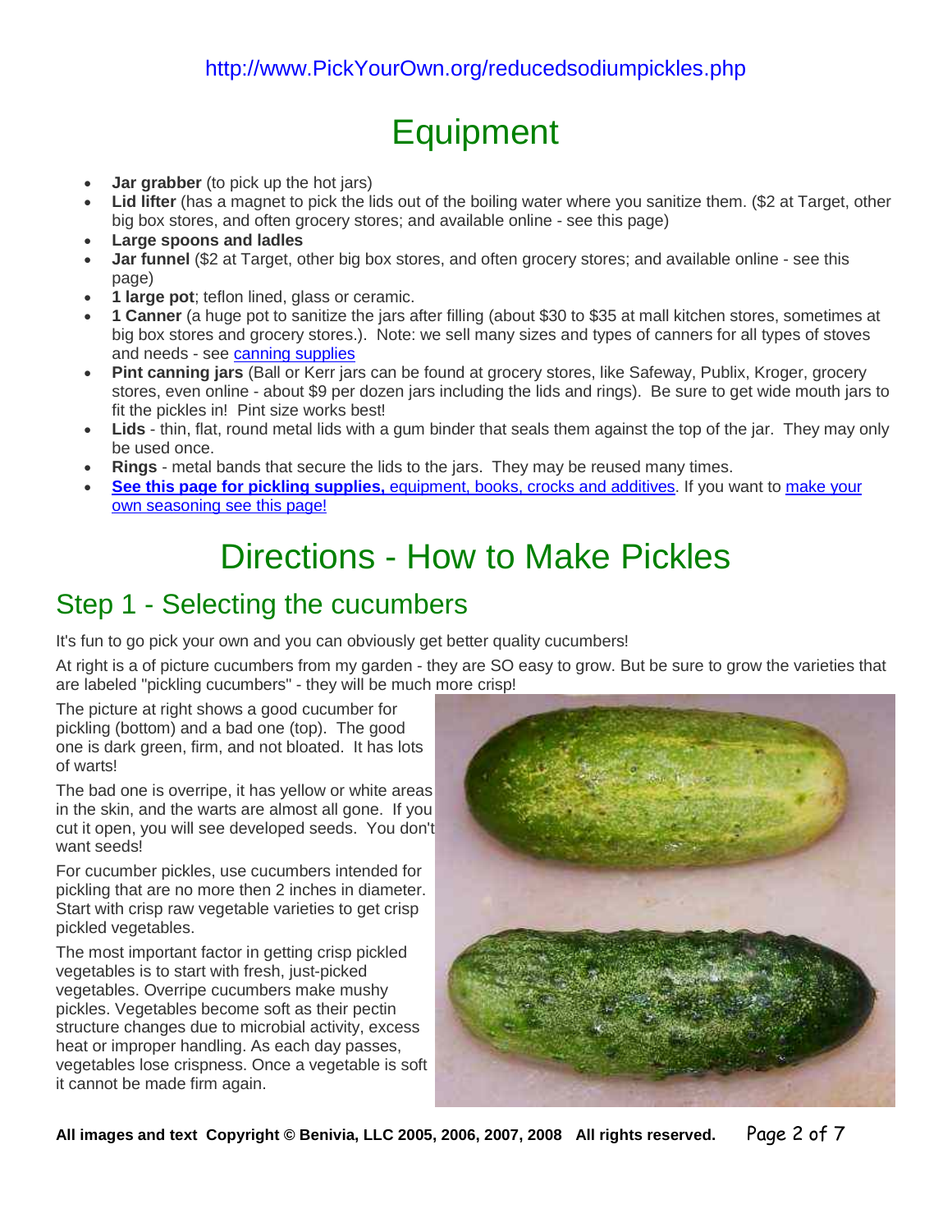http://www.PickYourOwn.org/reducedsodiumpickles.php

# Equipment

- **Jar grabber** (to pick up the hot jars)
- **Lid lifter** (has a magnet to pick the lids out of the boiling water where you sanitize them. ($2 at Target, other big box stores, and often grocery stores; and available online - see this page)
- **Large spoons and ladles**
- **Jar funnel** ($2 at Target, other big box stores, and often grocery stores; and available online - see this page)
- **1 large pot**; teflon lined, glass or ceramic.
- **1 Canner** (a huge pot to sanitize the jars after filling (about $30 to $35 at mall kitchen stores, sometimes at big box stores and grocery stores.). Note: we sell many sizes and types of canners for all types of stoves and needs - see canning supplies
- **Pint canning jars** (Ball or Kerr jars can be found at grocery stores, like Safeway, Publix, Kroger, grocery stores, even online - about $9 per dozen jars including the lids and rings). Be sure to get wide mouth jars to fit the pickles in! Pint size works best!
- **Lids** - thin, flat, round metal lids with a gum binder that seals them against the top of the jar. They may only be used once.
- **Rings** - metal bands that secure the lids to the jars. They may be reused many times.
- **See this page for pickling supplies,** equipment, books, crocks and additives. If you want to make your own seasoning see this page!

# Directions - How to Make Pickles

## Step 1 - Selecting the cucumbers

It's fun to go pick your own and you can obviously get better quality cucumbers!

At right is a of picture cucumbers from my garden - they are SO easy to grow. But be sure to grow the varieties that are labeled "pickling cucumbers" - they will be much more crisp!

The picture at right shows a good cucumber for pickling (bottom) and a bad one (top). The good one is dark green, firm, and not bloated. It has lots of warts!

The bad one is overripe, it has yellow or white areas in the skin, and the warts are almost all gone. If you cut it open, you will see developed seeds. You don't want seeds!

For cucumber pickles, use cucumbers intended for pickling that are no more then 2 inches in diameter. Start with crisp raw vegetable varieties to get crisp pickled vegetables.

The most important factor in getting crisp pickled vegetables is to start with fresh, just-picked vegetables. Overripe cucumbers make mushy pickles. Vegetables become soft as their pectin structure changes due to microbial activity, excess heat or improper handling. As each day passes, vegetables lose crispness. Once a vegetable is soft it cannot be made firm again.

All images and text Copyright © Benivia, LLC 2005, 2006, 2007, 2008 All rights reserved.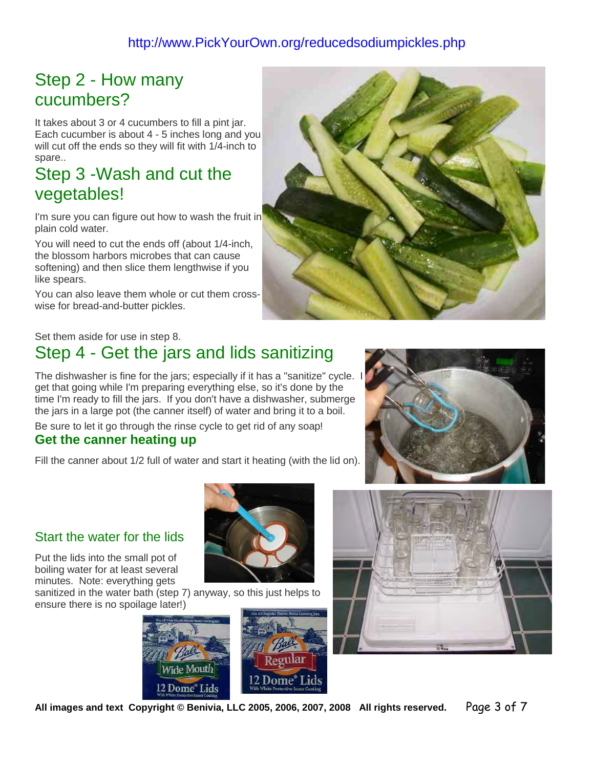## Step 2 - How many cucumbers?

It takes about 3 or 4 cucumbers to fill a pint jar. Each cucumber is about 4 - 5 inches long and you will cut off the ends so they will fit with 1/4-inch to spare..

## Step 3 -Wash and cut the vegetables!

I'm sure you can figure out how to wash the fruit in plain cold water.

You will need to cut the ends off (about 1/4-inch, the blossom harbors microbes that can cause softening) and then slice them lengthwise if you like spears.

You can also leave them whole or cut them cross-wise for bread-and-butter pickles.

Set them aside for use in step 8.

## Step 4 - Get the jars and lids sanitizing

The dishwasher is fine for the jars; especially if it has a "sanitize" cycle. I get that going while I'm preparing everything else, so it's done by the time I'm ready to fill the jars. If you don't have a dishwasher, submerge the jars in a large pot (the canner itself) of water and bring it to a boil.

Be sure to let it go through the rinse cycle to get rid of any soap!

### Get the canner heating up

Fill the canner about 1/2 full of water and start it heating (with the lid on).

### Start the water for the lids

Put the lids into the small pot of boiling water for at least several minutes. Note: everything gets sanitized in the water bath (step 7) anyway, so this just helps to ensure there is no spoilage later!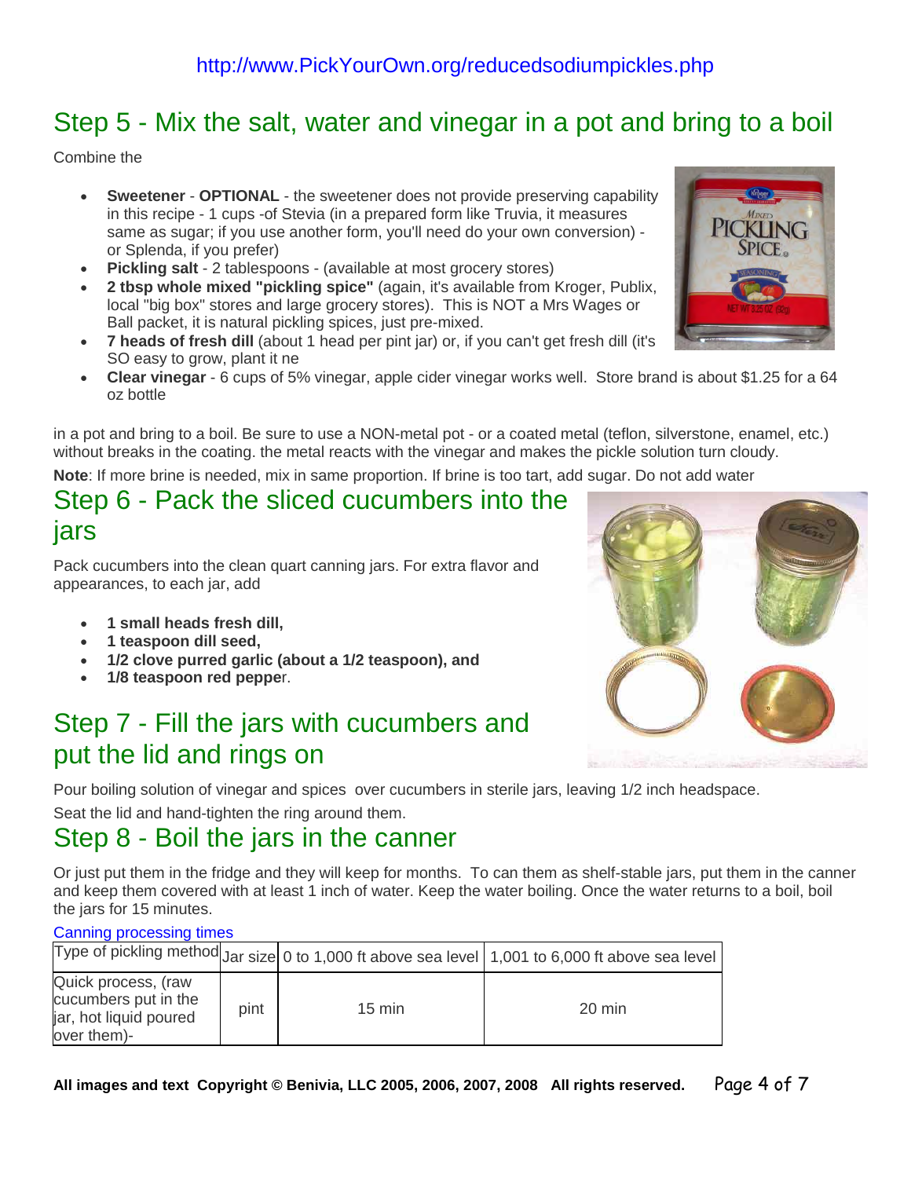http://www.PickYourOwn.org/reducedsodiumpickles.php

## Step 5 - Mix the salt, water and vinegar in a pot and bring to a boil

Combine the

- **Sweetener** - **OPTIONAL** - the sweetener does not provide preserving capability in this recipe - 1 cups -of Stevia (in a prepared form like Truvia, it measures same as sugar; if you use another form, you'll need do your own conversion) - or Splenda, if you prefer)
- **Pickling salt** - 2 tablespoons - (available at most grocery stores)
- **2 tbsp whole mixed "pickling spice"** (again, it's available from Kroger, Publix, local "big box" stores and large grocery stores). This is NOT a Mrs Wages or Ball packet, it is natural pickling spices, just pre-mixed.
- **7 heads of fresh dill** (about 1 head per pint jar) or, if you can't get fresh dill (it's SO easy to grow, plant it ne
- **Clear vinegar** - 6 cups of 5% vinegar, apple cider vinegar works well. Store brand is about $1.25 for a 64 oz bottle

in a pot and bring to a boil. Be sure to use a NON-metal pot - or a coated metal (teflon, silverstone, enamel, etc.) without breaks in the coating. the metal reacts with the vinegar and makes the pickle solution turn cloudy.

**Note**: If more brine is needed, mix in same proportion. If brine is too tart, add sugar. Do not add water

## Step 6 - Pack the sliced cucumbers into the jars

Pack cucumbers into the clean quart canning jars. For extra flavor and appearances, to each jar, add

- **1 small heads fresh dill,**
- **1 teaspoon dill seed,**
- **1/2 clove purred garlic (about a 1/2 teaspoon), and**
- **1/8 teaspoon red peppe**r.

## Step 7 - Fill the jars with cucumbers and put the lid and rings on

Pour boiling solution of vinegar and spices over cucumbers in sterile jars, leaving 1/2 inch headspace.

Seat the lid and hand-tighten the ring around them.

## Step 8 - Boil the jars in the canner

Or just put them in the fridge and they will keep for months. To can them as shelf-stable jars, put them in the canner and keep them covered with at least 1 inch of water. Keep the water boiling. Once the water returns to a boil, boil the jars for 15 minutes.

Canning processing times

| Type of pickling method | Jar size | 0 to 1,000 ft above sea level | 1,001 to 6,000 ft above sea level |
|---|---|---|---|
| Quick process, (raw cucumbers put in the jar, hot liquid poured over them)- | pint | 15 min | 20 min |

**All images and text Copyright © Benivia, LLC 2005, 2006, 2007, 2008 All rights reserved.**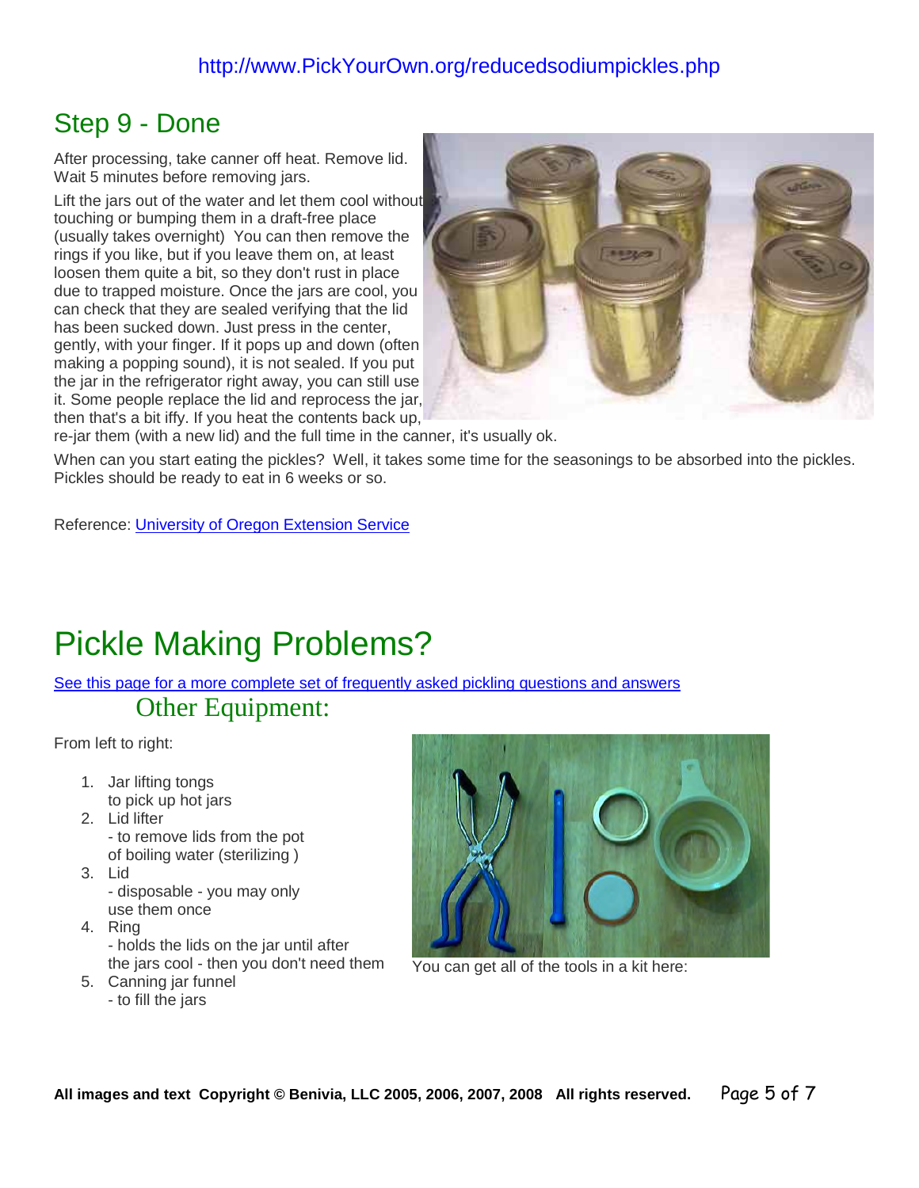## Step 9 - Done

After processing, take canner off heat. Remove lid. Wait 5 minutes before removing jars.

Lift the jars out of the water and let them cool without touching or bumping them in a draft-free place (usually takes overnight) You can then remove the rings if you like, but if you leave them on, at least loosen them quite a bit, so they don't rust in place due to trapped moisture. Once the jars are cool, you can check that they are sealed verifying that the lid has been sucked down. Just press in the center, gently, with your finger. If it pops up and down (often making a popping sound), it is not sealed. If you put the jar in the refrigerator right away, you can still use it. Some people replace the lid and reprocess the jar, then that's a bit iffy. If you heat the contents back up, re-jar them (with a new lid) and the full time in the canner, it's usually ok.

When can you start eating the pickles? Well, it takes some time for the seasonings to be absorbed into the pickles. Pickles should be ready to eat in 6 weeks or so.

Reference: [University of Oregon Extension Service]

# Pickle Making Problems?

[See this page for a more complete set of frequently asked pickling questions and answers]

### Other Equipment:

From left to right:

1. Jar lifting tongs
   to pick up hot jars
2. Lid lifter
   - to remove lids from the pot of boiling water (sterilizing )
3. Lid
   - disposable - you may only use them once
4. Ring
   - holds the lids on the jar until after the jars cool - then you don't need them
5. Canning jar funnel
   - to fill the jars

You can get all of the tools in a kit here:

**All images and text Copyright © Benivia, LLC 2005, 2006, 2007, 2008 All rights reserved.**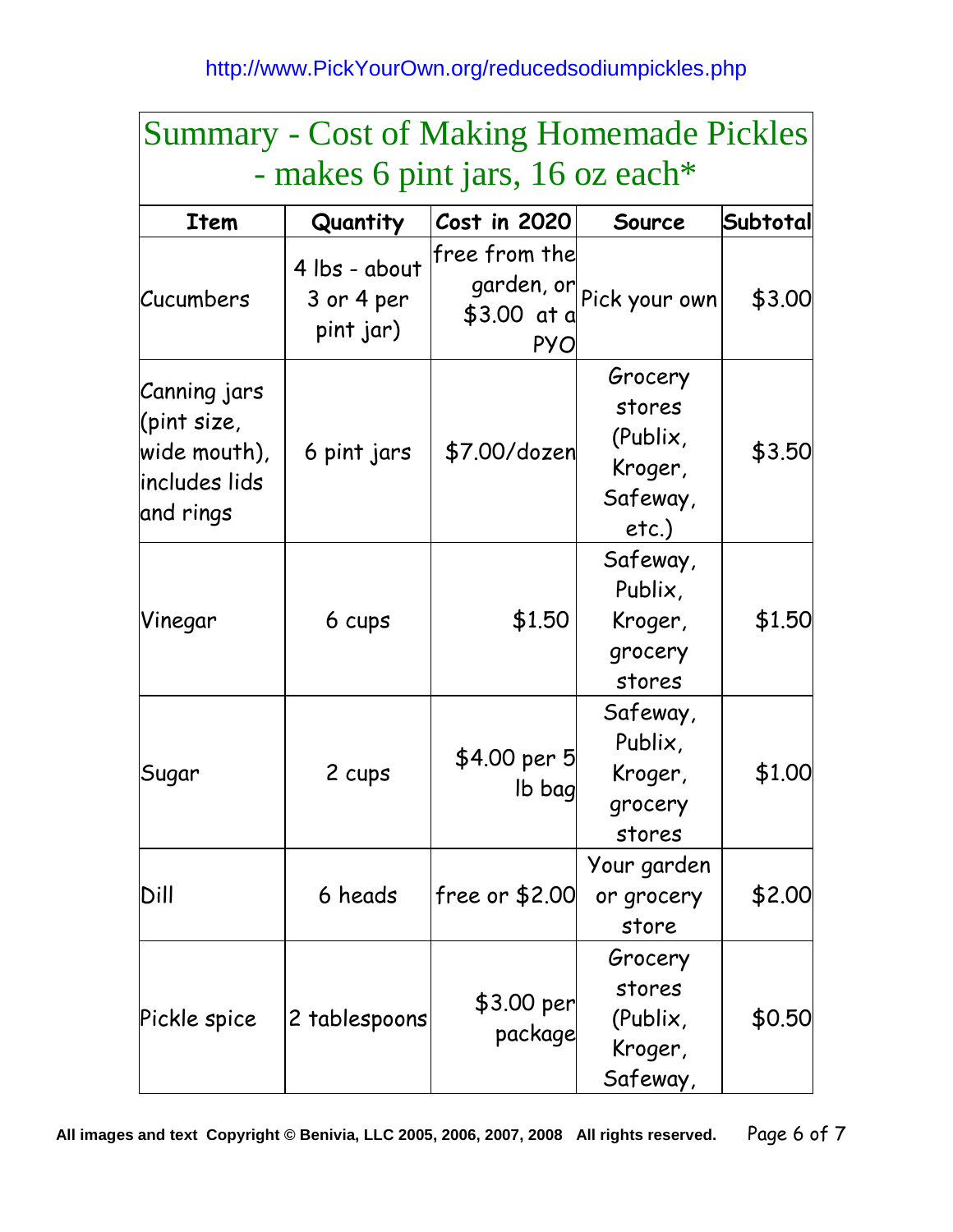http://www.PickYourOwn.org/reducedsodiumpickles.php

| Summary - Cost of Making Homemade Pickles - makes 6 pint jars, 16 oz each* | | | | |
|---|---|---|---|---|
| **Item** | **Quantity** | **Cost in 2020** | **Source** | **Subtotal** |
| Cucumbers | 4 lbs - about 3 or 4 per pint jar) | free from the garden, or $3.00 at a PYO | Pick your own | $3.00 |
| Canning jars (pint size, wide mouth), includes lids and rings | 6 pint jars | $7.00/dozen | Grocery stores (Publix, Kroger, Safeway, etc.) | $3.50 |
| Vinegar | 6 cups | $1.50 | Safeway, Publix, Kroger, grocery stores | $1.50 |
| Sugar | 2 cups | $4.00 per 5 lb bag | Safeway, Publix, Kroger, grocery stores | $1.00 |
| Dill | 6 heads | free or $2.00 | Your garden or grocery store | $2.00 |
| Pickle spice | 2 tablespoons | $3.00 per package | Grocery stores (Publix, Kroger, Safeway, | $0.50 |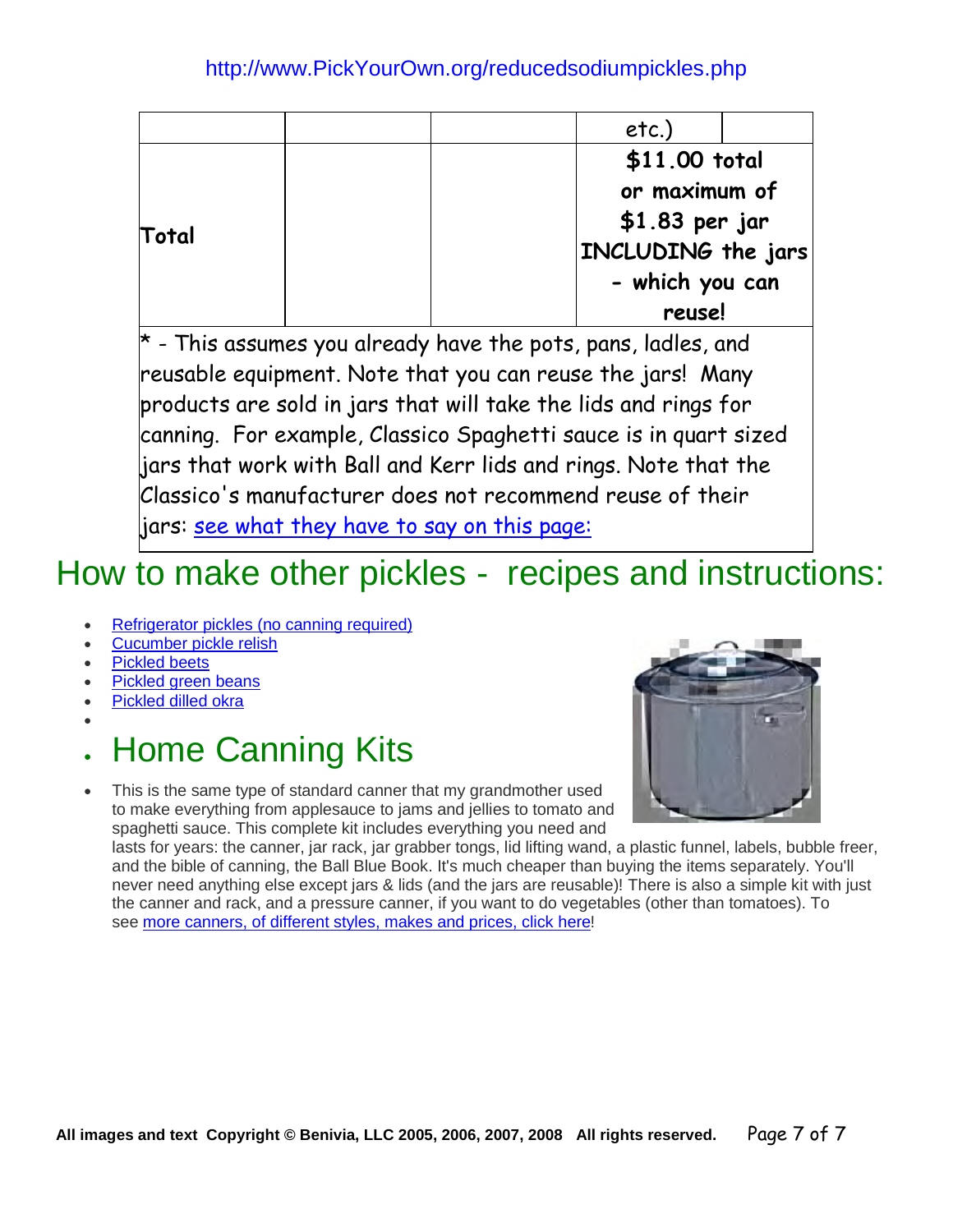| | | | | |
|---|---|---|---|---|
| | | | etc.) | |
| Total | | | **$11.00 total or maximum of $1.83 per jar INCLUDING the jars - which you can reuse!** | |

\* - This assumes you already have the pots, pans, ladles, and reusable equipment. Note that you can reuse the jars! Many products are sold in jars that will take the lids and rings for canning. For example, Classico Spaghetti sauce is in quart sized jars that work with Ball and Kerr lids and rings. Note that the Classico's manufacturer does not recommend reuse of their jars: see what they have to say on this page:

# How to make other pickles - recipes and instructions:

- Refrigerator pickles (no canning required)
- Cucumber pickle relish
- Pickled beets
- Pickled green beans
- Pickled dilled okra

## Home Canning Kits

- This is the same type of standard canner that my grandmother used to make everything from applesauce to jams and jellies to tomato and spaghetti sauce. This complete kit includes everything you need and lasts for years: the canner, jar rack, jar grabber tongs, lid lifting wand, a plastic funnel, labels, bubble freer, and the bible of canning, the Ball Blue Book. It's much cheaper than buying the items separately. You'll never need anything else except jars & lids (and the jars are reusable)! There is also a simple kit with just the canner and rack, and a pressure canner, if you want to do vegetables (other than tomatoes). To see more canners, of different styles, makes and prices, click here!

All images and text Copyright © Benivia, LLC 2005, 2006, 2007, 2008 All rights reserved.